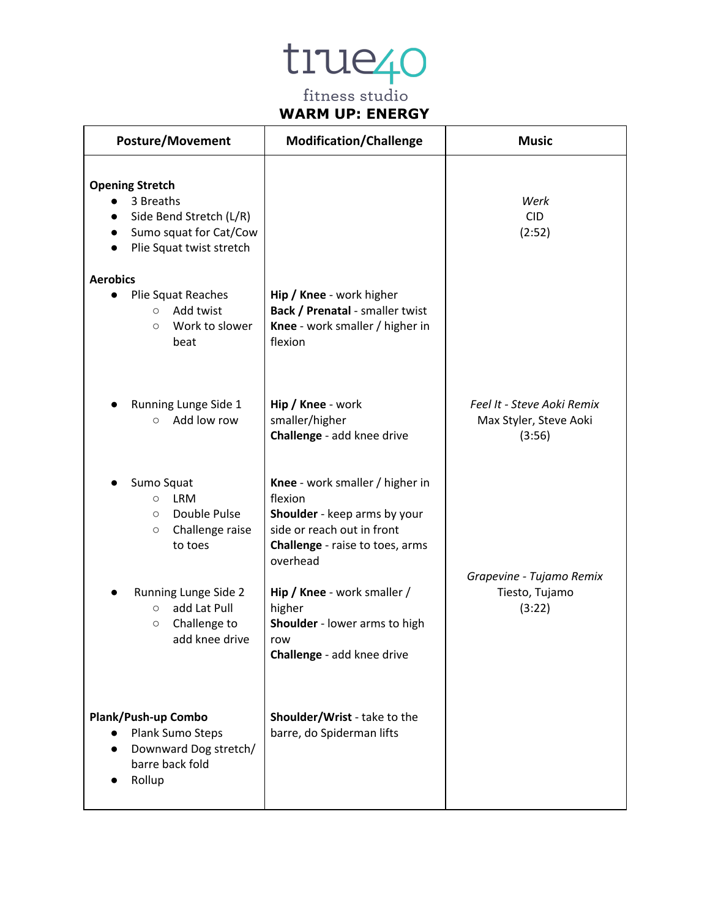# true40

fitness studio

## WARM UP: ENERGY

| Posture/Movement | Modification/Challenge | Music |
|---|---|---|
| **Opening Stretch**<br>• 3 Breaths<br>• Side Bend Stretch (L/R)<br>• Sumo squat for Cat/Cow<br>• Plie Squat twist stretch | | *Werk*<br>CID<br>(2:52) |
| **Aerobics**<br>• Plie Squat Reaches<br>&nbsp;&nbsp;○ Add twist<br>&nbsp;&nbsp;○ Work to slower beat | **Hip / Knee** - work higher<br>**Back / Prenatal** - smaller twist<br>**Knee** - work smaller / higher in flexion | |
| • Running Lunge Side 1<br>&nbsp;&nbsp;○ Add low row | **Hip / Knee** - work smaller/higher<br>**Challenge** - add knee drive | *Feel It - Steve Aoki Remix*<br>Max Styler, Steve Aoki<br>(3:56) |
| • Sumo Squat<br>&nbsp;&nbsp;○ LRM<br>&nbsp;&nbsp;○ Double Pulse<br>&nbsp;&nbsp;○ Challenge raise to toes | **Knee** - work smaller / higher in flexion<br>**Shoulder** - keep arms by your side or reach out in front<br>**Challenge** - raise to toes, arms overhead | |
| • Running Lunge Side 2<br>&nbsp;&nbsp;○ add Lat Pull<br>&nbsp;&nbsp;○ Challenge to add knee drive | **Hip / Knee** - work smaller / higher<br>**Shoulder** - lower arms to high row<br>**Challenge** - add knee drive | *Grapevine - Tujamo Remix*<br>Tiesto, Tujamo<br>(3:22) |
| **Plank/Push-up Combo**<br>• Plank Sumo Steps<br>• Downward Dog stretch/ barre back fold<br>• Rollup | **Shoulder/Wrist** - take to the barre, do Spiderman lifts | |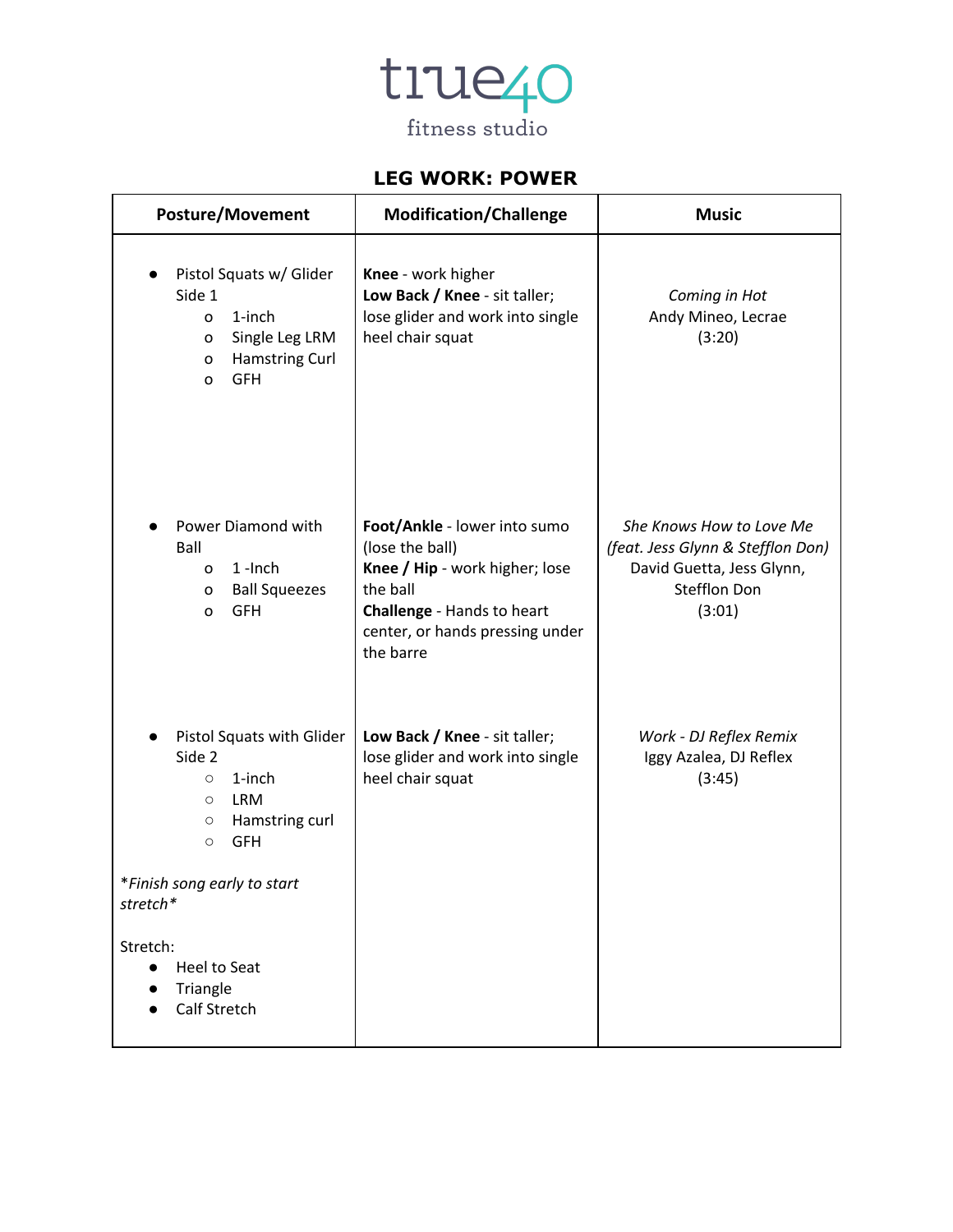true40
fitness studio

## LEG WORK: POWER

| Posture/Movement | Modification/Challenge | Music |
|---|---|---|
| • Pistol Squats w/ Glider Side 1<br>o 1-inch<br>o Single Leg LRM<br>o Hamstring Curl<br>o GFH | **Knee** - work higher<br>**Low Back / Knee** - sit taller; lose glider and work into single heel chair squat | *Coming in Hot*<br>Andy Mineo, Lecrae<br>(3:20) |
| • Power Diamond with Ball<br>o 1 -Inch<br>o Ball Squeezes<br>o GFH | **Foot/Ankle** - lower into sumo (lose the ball)<br>**Knee / Hip** - work higher; lose the ball<br>**Challenge** - Hands to heart center, or hands pressing under the barre | *She Knows How to Love Me (feat. Jess Glynn & Stefflon Don)*<br>David Guetta, Jess Glynn, Stefflon Don<br>(3:01) |
| • Pistol Squats with Glider Side 2<br>○ 1-inch<br>○ LRM<br>○ Hamstring curl<br>○ GFH<br><br>**Finish song early to start stretch**<br><br>Stretch:<br>• Heel to Seat<br>• Triangle<br>• Calf Stretch | **Low Back / Knee** - sit taller; lose glider and work into single heel chair squat | *Work - DJ Reflex Remix*<br>Iggy Azalea, DJ Reflex<br>(3:45) |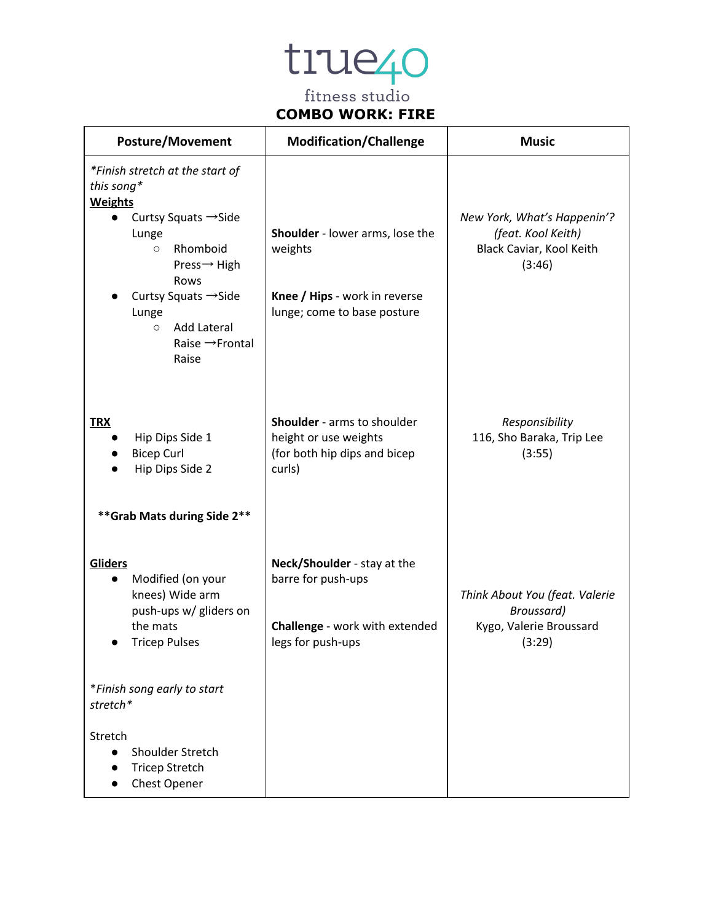true40 fitness studio

# COMBO WORK: FIRE

| Posture/Movement | Modification/Challenge | Music |
|---|---|---|
| *\*Finish stretch at the start of this song\**<br>**Weights**<br>● Curtsy Squats →Side Lunge<br>&nbsp;&nbsp;&nbsp;&nbsp;○ Rhomboid Press→ High Rows<br>● Curtsy Squats →Side Lunge<br>&nbsp;&nbsp;&nbsp;&nbsp;○ Add Lateral Raise →Frontal Raise | **Shoulder** - lower arms, lose the weights<br><br>**Knee / Hips** - work in reverse lunge; come to base posture | *New York, What's Happenin'? (feat. Kool Keith)*<br>Black Caviar, Kool Keith<br>(3:46) |
| **TRX**<br>● Hip Dips Side 1<br>● Bicep Curl<br>● Hip Dips Side 2<br><br>**\*\*Grab Mats during Side 2\*\*** | **Shoulder** - arms to shoulder height or use weights (for both hip dips and bicep curls) | *Responsibility*<br>116, Sho Baraka, Trip Lee<br>(3:55) |
| **Gliders**<br>● Modified (on your knees) Wide arm push-ups w/ gliders on the mats<br>● Tricep Pulses<br><br>*\*Finish song early to start stretch\**<br><br>Stretch<br>● Shoulder Stretch<br>● Tricep Stretch<br>● Chest Opener | **Neck/Shoulder** - stay at the barre for push-ups<br><br>**Challenge** - work with extended legs for push-ups | *Think About You (feat. Valerie Broussard)*<br>Kygo, Valerie Broussard<br>(3:29) |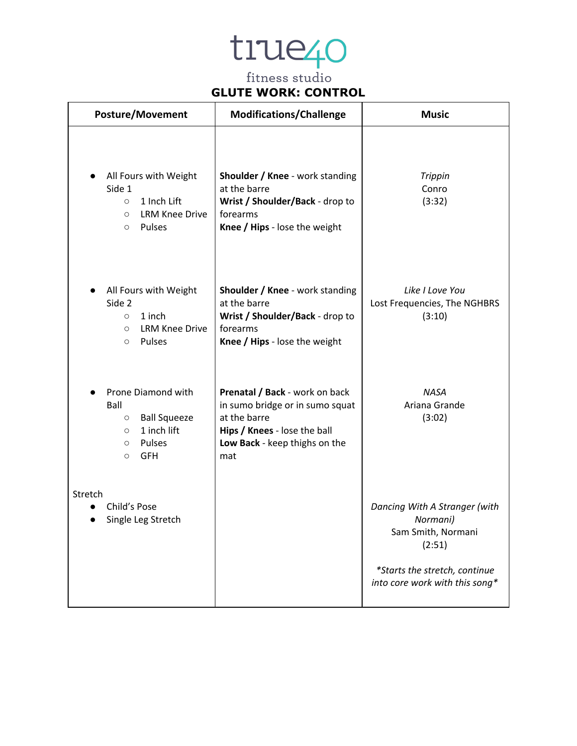true40
fitness studio

# GLUTE WORK: CONTROL

| Posture/Movement | Modifications/Challenge | Music |
|---|---|---|
| • All Fours with Weight Side 1<br>　○ 1 Inch Lift<br>　○ LRM Knee Drive<br>　○ Pulses | **Shoulder / Knee** - work standing at the barre<br>**Wrist / Shoulder/Back** - drop to forearms<br>**Knee / Hips** - lose the weight | *Trippin*<br>Conro<br>(3:32) |
| • All Fours with Weight Side 2<br>　○ 1 inch<br>　○ LRM Knee Drive<br>　○ Pulses | **Shoulder / Knee** - work standing at the barre<br>**Wrist / Shoulder/Back** - drop to forearms<br>**Knee / Hips** - lose the weight | *Like I Love You*<br>Lost Frequencies, The NGHBRS<br>(3:10) |
| • Prone Diamond with Ball<br>　○ Ball Squeeze<br>　○ 1 inch lift<br>　○ Pulses<br>　○ GFH | **Prenatal / Back** - work on back in sumo bridge or in sumo squat at the barre<br>**Hips / Knees** - lose the ball<br>**Low Back** - keep thighs on the mat | *NASA*<br>Ariana Grande<br>(3:02) |
| Stretch<br>• Child's Pose<br>• Single Leg Stretch | | *Dancing With A Stranger (with Normani)*<br>Sam Smith, Normani<br>(2:51)<br><br>**Starts the stretch, continue into core work with this song** |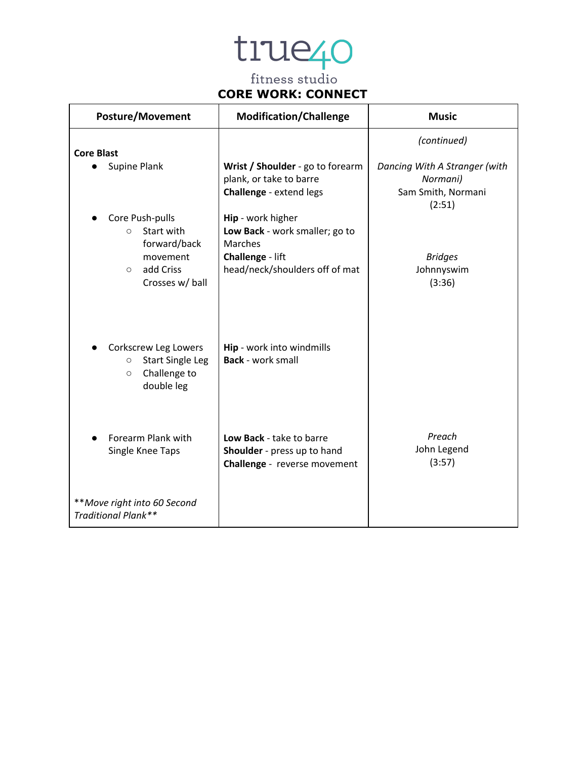true40
fitness studio

## CORE WORK: CONNECT

| Posture/Movement | Modification/Challenge | Music |
|---|---|---|
| | | *(continued)* |
| **Core Blast**<br>● Supine Plank | **Wrist / Shoulder** - go to forearm plank, or take to barre<br>**Challenge** - extend legs | *Dancing With A Stranger (with Normani)*<br>Sam Smith, Normani<br>(2:51) |
| ● Core Push-pulls<br>○ Start with forward/back movement<br>○ add Criss Crosses w/ ball | **Hip** - work higher<br>**Low Back** - work smaller; go to Marches<br>**Challenge** - lift head/neck/shoulders off of mat | *Bridges*<br>Johnnyswim<br>(3:36) |
| ● Corkscrew Leg Lowers<br>○ Start Single Leg<br>○ Challenge to double leg | **Hip** - work into windmills<br>**Back** - work small | |
| ● Forearm Plank with Single Knee Taps | **Low Back** - take to barre<br>**Shoulder** - press up to hand<br>**Challenge** - reverse movement | *Preach*<br>John Legend<br>(3:57) |
| ***Move right into 60 Second Traditional Plank*** | | |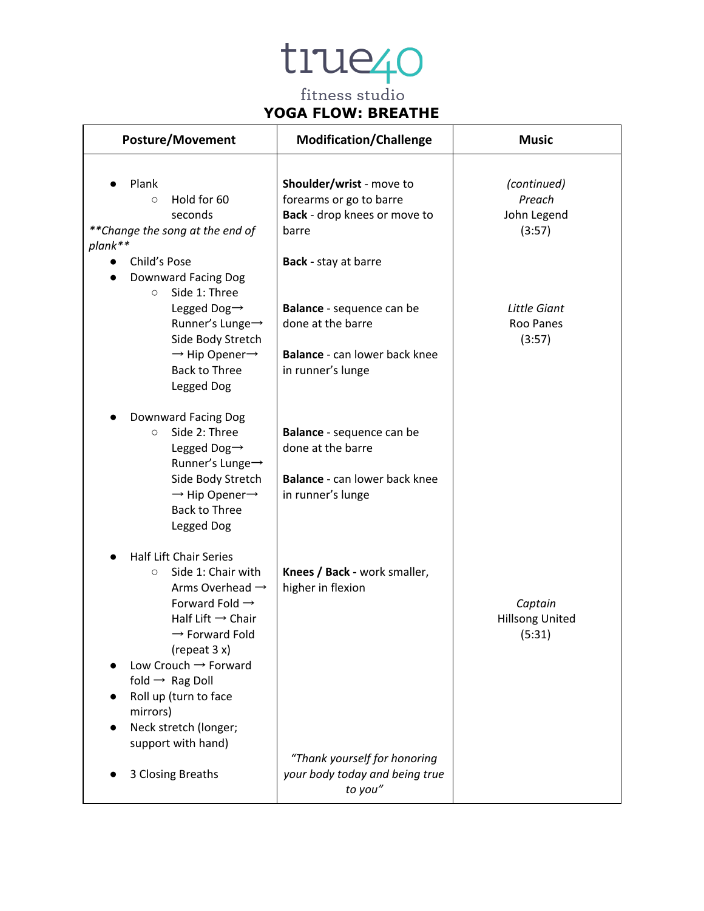true40
fitness studio

# YOGA FLOW: BREATHE

| Posture/Movement | Modification/Challenge | Music |
| --- | --- | --- |
| • Plank<br>  ○ Hold for 60 seconds<br>*\*\*Change the song at the end of plank\*\**<br>• Child's Pose<br>• Downward Facing Dog<br>  ○ Side 1: Three Legged Dog→ Runner's Lunge→ Side Body Stretch → Hip Opener→ Back to Three Legged Dog<br><br>• Downward Facing Dog<br>  ○ Side 2: Three Legged Dog→ Runner's Lunge→ Side Body Stretch → Hip Opener→ Back to Three Legged Dog<br><br>• Half Lift Chair Series<br>  ○ Side 1: Chair with Arms Overhead → Forward Fold → Half Lift → Chair → Forward Fold (repeat 3 x)<br>• Low Crouch → Forward fold → Rag Doll<br>• Roll up (turn to face mirrors)<br>• Neck stretch (longer; support with hand)<br><br>• 3 Closing Breaths | **Shoulder/wrist** - move to forearms or go to barre<br>**Back** - drop knees or move to barre<br><br>**Back -** stay at barre<br><br>**Balance** - sequence can be done at the barre<br><br>**Balance** - can lower back knee in runner's lunge<br><br>**Balance** - sequence can be done at the barre<br><br>**Balance** - can lower back knee in runner's lunge<br><br>**Knees / Back -** work smaller, higher in flexion<br><br>*"Thank yourself for honoring your body today and being true to you"* | *(continued)*<br>*Preach*<br>John Legend<br>(3:57)<br><br>*Little Giant*<br>Roo Panes<br>(3:57)<br><br>*Captain*<br>Hillsong United<br>(5:31) |